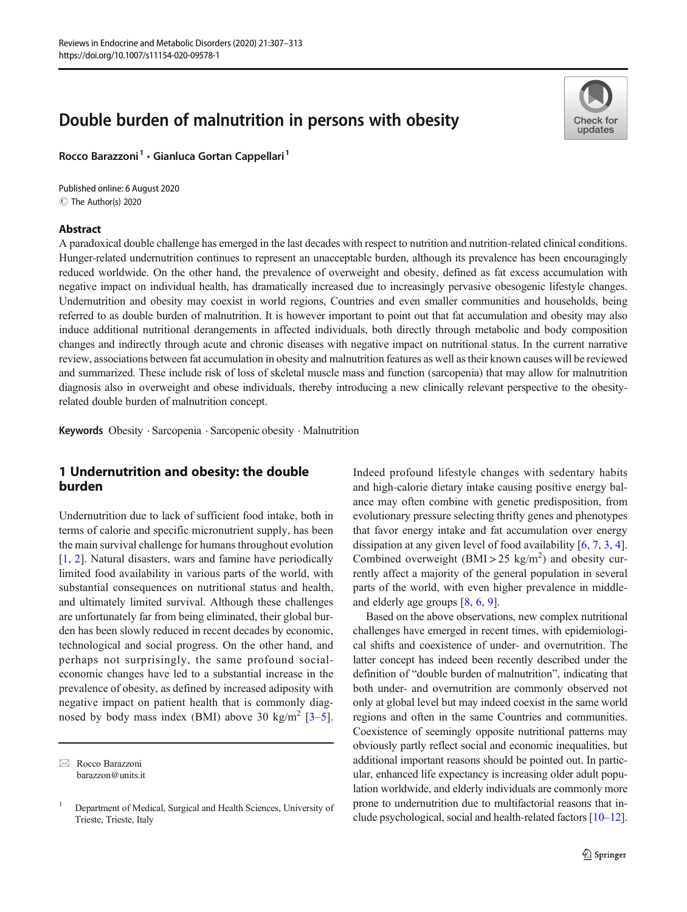# Double burden of malnutrition in persons with obesity

Rocco Barazzoni[1] · Gianluca Gortan Cappellari[1]

Published online: 6 August 2020
© The Author(s) 2020

## Abstract

A paradoxical double challenge has emerged in the last decades with respect to nutrition and nutrition-related clinical conditions. Hunger-related undernutrition continues to represent an unacceptable burden, although its prevalence has been encouragingly reduced worldwide. On the other hand, the prevalence of overweight and obesity, defined as fat excess accumulation with negative impact on individual health, has dramatically increased due to increasingly pervasive obesogenic lifestyle changes. Undernutrition and obesity may coexist in world regions, Countries and even smaller communities and households, being referred to as double burden of malnutrition. It is however important to point out that fat accumulation and obesity may also induce additional nutritional derangements in affected individuals, both directly through metabolic and body composition changes and indirectly through acute and chronic diseases with negative impact on nutritional status. In the current narrative review, associations between fat accumulation in obesity and malnutrition features as well as their known causes will be reviewed and summarized. These include risk of loss of skeletal muscle mass and function (sarcopenia) that may allow for malnutrition diagnosis also in overweight and obese individuals, thereby introducing a new clinically relevant perspective to the obesity-related double burden of malnutrition concept.

**Keywords** Obesity · Sarcopenia · Sarcopenic obesity · Malnutrition

## 1 Undernutrition and obesity: the double burden

Undernutrition due to lack of sufficient food intake, both in terms of calorie and specific micronutrient supply, has been the main survival challenge for humans throughout evolution [1, 2]. Natural disasters, wars and famine have periodically limited food availability in various parts of the world, with substantial consequences on nutritional status and health, and ultimately limited survival. Although these challenges are unfortunately far from being eliminated, their global burden has been slowly reduced in recent decades by economic, technological and social progress. On the other hand, and perhaps not surprisingly, the same profound social-economic changes have led to a substantial increase in the prevalence of obesity, as defined by increased adiposity with negative impact on patient health that is commonly diagnosed by body mass index (BMI) above 30 kg/m$^2$ [3–5].

Indeed profound lifestyle changes with sedentary habits and high-calorie dietary intake causing positive energy balance may often combine with genetic predisposition, from evolutionary pressure selecting thrifty genes and phenotypes that favor energy intake and fat accumulation over energy dissipation at any given level of food availability [6, 7, 3, 4]. Combined overweight (BMI > 25 kg/m$^2$) and obesity currently affect a majority of the general population in several parts of the world, with even higher prevalence in middle- and elderly age groups [8, 6, 9].

Based on the above observations, new complex nutritional challenges have emerged in recent times, with epidemiological shifts and coexistence of under- and overnutrition. The latter concept has indeed been recently described under the definition of "double burden of malnutrition", indicating that both under- and overnutrition are commonly observed not only at global level but may indeed coexist in the same world regions and often in the same Countries and communities. Coexistence of seemingly opposite nutritional patterns may obviously partly reflect social and economic inequalities, but additional important reasons should be pointed out. In particular, enhanced life expectancy is increasing older adult population worldwide, and elderly individuals are commonly more prone to undernutrition due to multifactorial reasons that include psychological, social and health-related factors [10–12].

---

✉ Rocco Barazzoni
barazzon@units.it

[1] Department of Medical, Surgical and Health Sciences, University of Trieste, Trieste, Italy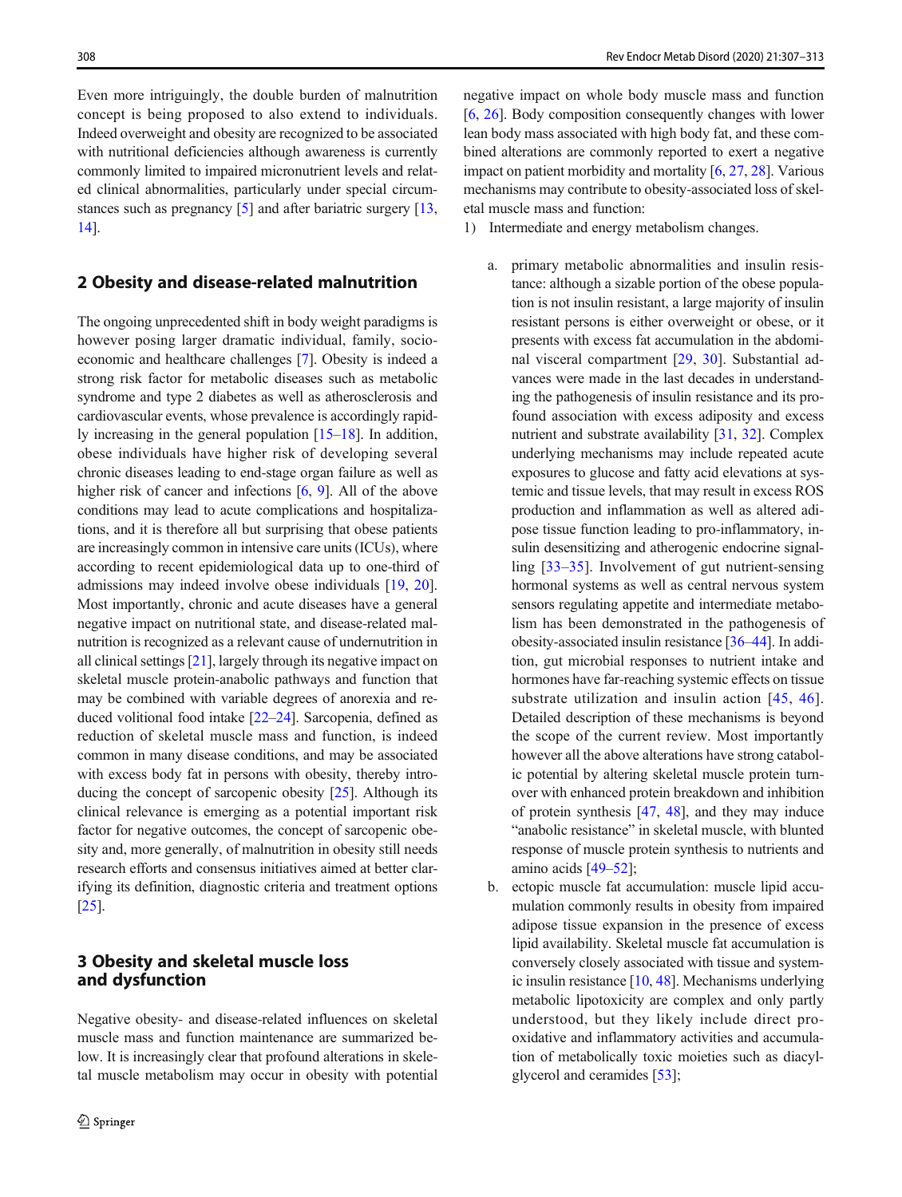Even more intriguingly, the double burden of malnutrition concept is being proposed to also extend to individuals. Indeed overweight and obesity are recognized to be associated with nutritional deficiencies although awareness is currently commonly limited to impaired micronutrient levels and related clinical abnormalities, particularly under special circumstances such as pregnancy [5] and after bariatric surgery [13, 14].

## 2 Obesity and disease-related malnutrition

The ongoing unprecedented shift in body weight paradigms is however posing larger dramatic individual, family, socio-economic and healthcare challenges [7]. Obesity is indeed a strong risk factor for metabolic diseases such as metabolic syndrome and type 2 diabetes as well as atherosclerosis and cardiovascular events, whose prevalence is accordingly rapidly increasing in the general population [15–18]. In addition, obese individuals have higher risk of developing several chronic diseases leading to end-stage organ failure as well as higher risk of cancer and infections [6, 9]. All of the above conditions may lead to acute complications and hospitalizations, and it is therefore all but surprising that obese patients are increasingly common in intensive care units (ICUs), where according to recent epidemiological data up to one-third of admissions may indeed involve obese individuals [19, 20]. Most importantly, chronic and acute diseases have a general negative impact on nutritional state, and disease-related malnutrition is recognized as a relevant cause of undernutrition in all clinical settings [21], largely through its negative impact on skeletal muscle protein-anabolic pathways and function that may be combined with variable degrees of anorexia and reduced volitional food intake [22–24]. Sarcopenia, defined as reduction of skeletal muscle mass and function, is indeed common in many disease conditions, and may be associated with excess body fat in persons with obesity, thereby introducing the concept of sarcopenic obesity [25]. Although its clinical relevance is emerging as a potential important risk factor for negative outcomes, the concept of sarcopenic obesity and, more generally, of malnutrition in obesity still needs research efforts and consensus initiatives aimed at better clarifying its definition, diagnostic criteria and treatment options [25].

## 3 Obesity and skeletal muscle loss and dysfunction

Negative obesity- and disease-related influences on skeletal muscle mass and function maintenance are summarized below. It is increasingly clear that profound alterations in skeletal muscle metabolism may occur in obesity with potential negative impact on whole body muscle mass and function [6, 26]. Body composition consequently changes with lower lean body mass associated with high body fat, and these combined alterations are commonly reported to exert a negative impact on patient morbidity and mortality [6, 27, 28]. Various mechanisms may contribute to obesity-associated loss of skeletal muscle mass and function:

1) Intermediate and energy metabolism changes.

   a. primary metabolic abnormalities and insulin resistance: although a sizable portion of the obese population is not insulin resistant, a large majority of insulin resistant persons is either overweight or obese, or it presents with excess fat accumulation in the abdominal visceral compartment [29, 30]. Substantial advances were made in the last decades in understanding the pathogenesis of insulin resistance and its profound association with excess adiposity and excess nutrient and substrate availability [31, 32]. Complex underlying mechanisms may include repeated acute exposures to glucose and fatty acid elevations at systemic and tissue levels, that may result in excess ROS production and inflammation as well as altered adipose tissue function leading to pro-inflammatory, insulin desensitizing and atherogenic endocrine signalling [33–35]. Involvement of gut nutrient-sensing hormonal systems as well as central nervous system sensors regulating appetite and intermediate metabolism has been demonstrated in the pathogenesis of obesity-associated insulin resistance [36–44]. In addition, gut microbial responses to nutrient intake and hormones have far-reaching systemic effects on tissue substrate utilization and insulin action [45, 46]. Detailed description of these mechanisms is beyond the scope of the current review. Most importantly however all the above alterations have strong catabolic potential by altering skeletal muscle protein turnover with enhanced protein breakdown and inhibition of protein synthesis [47, 48], and they may induce "anabolic resistance" in skeletal muscle, with blunted response of muscle protein synthesis to nutrients and amino acids [49–52];

   b. ectopic muscle fat accumulation: muscle lipid accumulation commonly results in obesity from impaired adipose tissue expansion in the presence of excess lipid availability. Skeletal muscle fat accumulation is conversely closely associated with tissue and systemic insulin resistance [10, 48]. Mechanisms underlying metabolic lipotoxicity are complex and only partly understood, but they likely include direct pro-oxidative and inflammatory activities and accumulation of metabolically toxic moieties such as diacylglycerol and ceramides [53];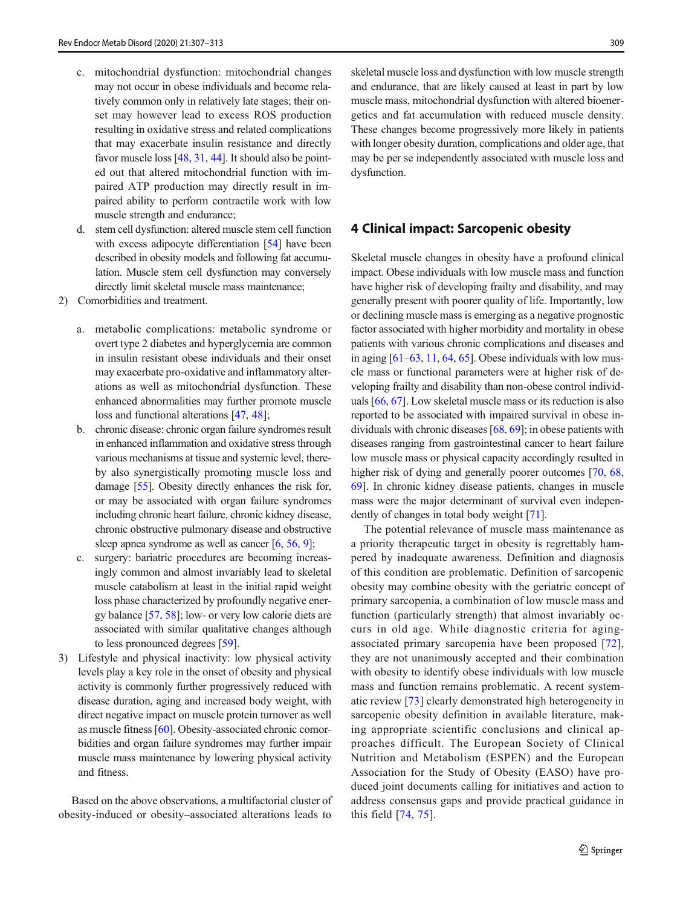c. mitochondrial dysfunction: mitochondrial changes may not occur in obese individuals and become relatively common only in relatively late stages; their onset may however lead to excess ROS production resulting in oxidative stress and related complications that may exacerbate insulin resistance and directly favor muscle loss [48, 31, 44]. It should also be pointed out that altered mitochondrial function with impaired ATP production may directly result in impaired ability to perform contractile work with low muscle strength and endurance;
d. stem cell dysfunction: altered muscle stem cell function with excess adipocyte differentiation [54] have been described in obesity models and following fat accumulation. Muscle stem cell dysfunction may conversely directly limit skeletal muscle mass maintenance;

2) Comorbidities and treatment.

a. metabolic complications: metabolic syndrome or overt type 2 diabetes and hyperglycemia are common in insulin resistant obese individuals and their onset may exacerbate pro-oxidative and inflammatory alterations as well as mitochondrial dysfunction. These enhanced abnormalities may further promote muscle loss and functional alterations [47, 48];
b. chronic disease: chronic organ failure syndromes result in enhanced inflammation and oxidative stress through various mechanisms at tissue and systemic level, thereby also synergistically promoting muscle loss and damage [55]. Obesity directly enhances the risk for, or may be associated with organ failure syndromes including chronic heart failure, chronic kidney disease, chronic obstructive pulmonary disease and obstructive sleep apnea syndrome as well as cancer [6, 56, 9];
c. surgery: bariatric procedures are becoming increasingly common and almost invariably lead to skeletal muscle catabolism at least in the initial rapid weight loss phase characterized by profoundly negative energy balance [57, 58]; low- or very low calorie diets are associated with similar qualitative changes although to less pronounced degrees [59].

3) Lifestyle and physical inactivity: low physical activity levels play a key role in the onset of obesity and physical activity is commonly further progressively reduced with disease duration, aging and increased body weight, with direct negative impact on muscle protein turnover as well as muscle fitness [60]. Obesity-associated chronic comorbidities and organ failure syndromes may further impair muscle mass maintenance by lowering physical activity and fitness.

Based on the above observations, a multifactorial cluster of obesity-induced or obesity–associated alterations leads to skeletal muscle loss and dysfunction with low muscle strength and endurance, that are likely caused at least in part by low muscle mass, mitochondrial dysfunction with altered bioenergetics and fat accumulation with reduced muscle density. These changes become progressively more likely in patients with longer obesity duration, complications and older age, that may be per se independently associated with muscle loss and dysfunction.

## 4 Clinical impact: Sarcopenic obesity

Skeletal muscle changes in obesity have a profound clinical impact. Obese individuals with low muscle mass and function have higher risk of developing frailty and disability, and may generally present with poorer quality of life. Importantly, low or declining muscle mass is emerging as a negative prognostic factor associated with higher morbidity and mortality in obese patients with various chronic complications and diseases and in aging [61–63, 11, 64, 65]. Obese individuals with low muscle mass or functional parameters were at higher risk of developing frailty and disability than non-obese control individuals [66, 67]. Low skeletal muscle mass or its reduction is also reported to be associated with impaired survival in obese individuals with chronic diseases [68, 69]; in obese patients with diseases ranging from gastrointestinal cancer to heart failure low muscle mass or physical capacity accordingly resulted in higher risk of dying and generally poorer outcomes [70, 68, 69]. In chronic kidney disease patients, changes in muscle mass were the major determinant of survival even independently of changes in total body weight [71].

The potential relevance of muscle mass maintenance as a priority therapeutic target in obesity is regrettably hampered by inadequate awareness. Definition and diagnosis of this condition are problematic. Definition of sarcopenic obesity may combine obesity with the geriatric concept of primary sarcopenia, a combination of low muscle mass and function (particularly strength) that almost invariably occurs in old age. While diagnostic criteria for aging-associated primary sarcopenia have been proposed [72], they are not unanimously accepted and their combination with obesity to identify obese individuals with low muscle mass and function remains problematic. A recent systematic review [73] clearly demonstrated high heterogeneity in sarcopenic obesity definition in available literature, making appropriate scientific conclusions and clinical approaches difficult. The European Society of Clinical Nutrition and Metabolism (ESPEN) and the European Association for the Study of Obesity (EASO) have produced joint documents calling for initiatives and action to address consensus gaps and provide practical guidance in this field [74, 75].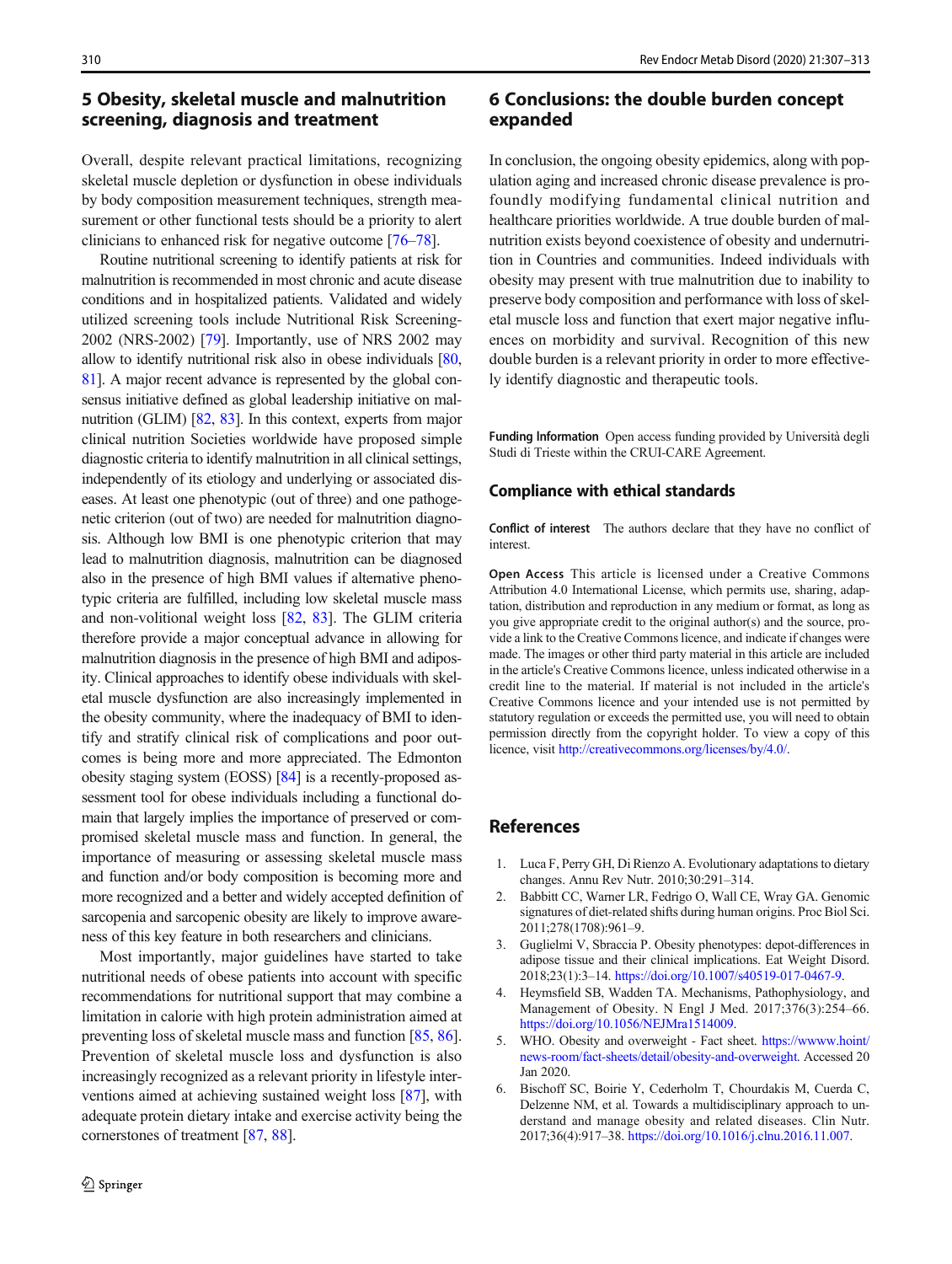## 5 Obesity, skeletal muscle and malnutrition screening, diagnosis and treatment

Overall, despite relevant practical limitations, recognizing skeletal muscle depletion or dysfunction in obese individuals by body composition measurement techniques, strength measurement or other functional tests should be a priority to alert clinicians to enhanced risk for negative outcome [76–78].

Routine nutritional screening to identify patients at risk for malnutrition is recommended in most chronic and acute disease conditions and in hospitalized patients. Validated and widely utilized screening tools include Nutritional Risk Screening-2002 (NRS-2002) [79]. Importantly, use of NRS 2002 may allow to identify nutritional risk also in obese individuals [80, 81]. A major recent advance is represented by the global consensus initiative defined as global leadership initiative on malnutrition (GLIM) [82, 83]. In this context, experts from major clinical nutrition Societies worldwide have proposed simple diagnostic criteria to identify malnutrition in all clinical settings, independently of its etiology and underlying or associated diseases. At least one phenotypic (out of three) and one pathogenetic criterion (out of two) are needed for malnutrition diagnosis. Although low BMI is one phenotypic criterion that may lead to malnutrition diagnosis, malnutrition can be diagnosed also in the presence of high BMI values if alternative phenotypic criteria are fulfilled, including low skeletal muscle mass and non-volitional weight loss [82, 83]. The GLIM criteria therefore provide a major conceptual advance in allowing for malnutrition diagnosis in the presence of high BMI and adiposity. Clinical approaches to identify obese individuals with skeletal muscle dysfunction are also increasingly implemented in the obesity community, where the inadequacy of BMI to identify and stratify clinical risk of complications and poor outcomes is being more and more appreciated. The Edmonton obesity staging system (EOSS) [84] is a recently-proposed assessment tool for obese individuals including a functional domain that largely implies the importance of preserved or compromised skeletal muscle mass and function. In general, the importance of measuring or assessing skeletal muscle mass and function and/or body composition is becoming more and more recognized and a better and widely accepted definition of sarcopenia and sarcopenic obesity are likely to improve awareness of this key feature in both researchers and clinicians.

Most importantly, major guidelines have started to take nutritional needs of obese patients into account with specific recommendations for nutritional support that may combine a limitation in calorie with high protein administration aimed at preventing loss of skeletal muscle mass and function [85, 86]. Prevention of skeletal muscle loss and dysfunction is also increasingly recognized as a relevant priority in lifestyle interventions aimed at achieving sustained weight loss [87], with adequate protein dietary intake and exercise activity being the cornerstones of treatment [87, 88].

## 6 Conclusions: the double burden concept expanded

In conclusion, the ongoing obesity epidemics, along with population aging and increased chronic disease prevalence is profoundly modifying fundamental clinical nutrition and healthcare priorities worldwide. A true double burden of malnutrition exists beyond coexistence of obesity and undernutrition in Countries and communities. Indeed individuals with obesity may present with true malnutrition due to inability to preserve body composition and performance with loss of skeletal muscle loss and function that exert major negative influences on morbidity and survival. Recognition of this new double burden is a relevant priority in order to more effectively identify diagnostic and therapeutic tools.

**Funding Information** Open access funding provided by Università degli Studi di Trieste within the CRUI-CARE Agreement.

### Compliance with ethical standards

**Conflict of interest** The authors declare that they have no conflict of interest.

**Open Access** This article is licensed under a Creative Commons Attribution 4.0 International License, which permits use, sharing, adaptation, distribution and reproduction in any medium or format, as long as you give appropriate credit to the original author(s) and the source, provide a link to the Creative Commons licence, and indicate if changes were made. The images or other third party material in this article are included in the article's Creative Commons licence, unless indicated otherwise in a credit line to the material. If material is not included in the article's Creative Commons licence and your intended use is not permitted by statutory regulation or exceeds the permitted use, you will need to obtain permission directly from the copyright holder. To view a copy of this licence, visit http://creativecommons.org/licenses/by/4.0/.

## References

1. Luca F, Perry GH, Di Rienzo A. Evolutionary adaptations to dietary changes. Annu Rev Nutr. 2010;30:291–314.
2. Babbitt CC, Warner LR, Fedrigo O, Wall CE, Wray GA. Genomic signatures of diet-related shifts during human origins. Proc Biol Sci. 2011;278(1708):961–9.
3. Guglielmi V, Sbraccia P. Obesity phenotypes: depot-differences in adipose tissue and their clinical implications. Eat Weight Disord. 2018;23(1):3–14. https://doi.org/10.1007/s40519-017-0467-9.
4. Heymsfield SB, Wadden TA. Mechanisms, Pathophysiology, and Management of Obesity. N Engl J Med. 2017;376(3):254–66. https://doi.org/10.1056/NEJMra1514009.
5. WHO. Obesity and overweight - Fact sheet. https://wwww.hoint/news-room/fact-sheets/detail/obesity-and-overweight. Accessed 20 Jan 2020.
6. Bischoff SC, Boirie Y, Cederholm T, Chourdakis M, Cuerda C, Delzenne NM, et al. Towards a multidisciplinary approach to understand and manage obesity and related diseases. Clin Nutr. 2017;36(4):917–38. https://doi.org/10.1016/j.clnu.2016.11.007.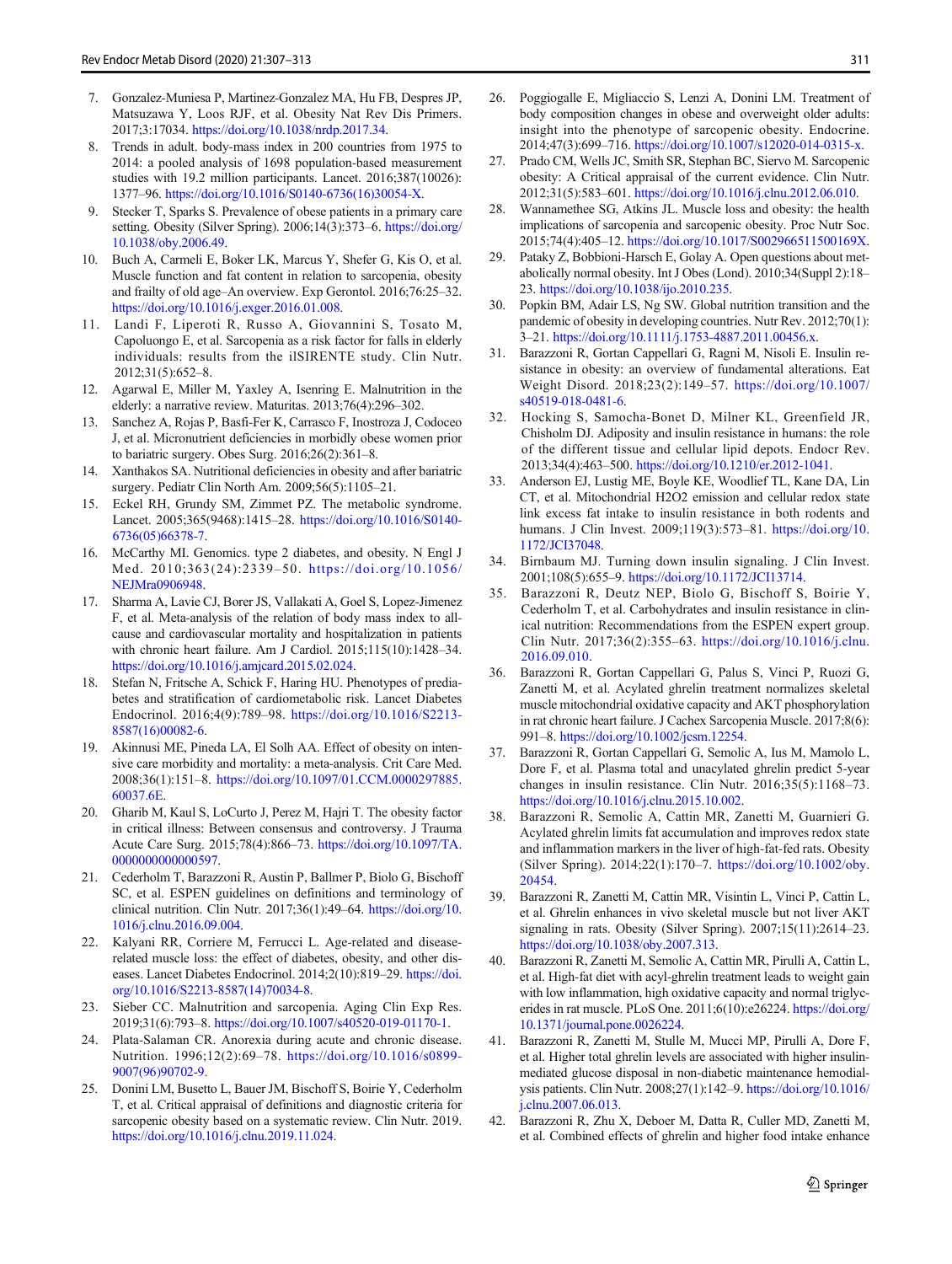7. Gonzalez-Muniesa P, Martinez-Gonzalez MA, Hu FB, Despres JP, Matsuzawa Y, Loos RJF, et al. Obesity Nat Rev Dis Primers. 2017;3:17034. https://doi.org/10.1038/nrdp.2017.34.
8. Trends in adult. body-mass index in 200 countries from 1975 to 2014: a pooled analysis of 1698 population-based measurement studies with 19.2 million participants. Lancet. 2016;387(10026):1377–96. https://doi.org/10.1016/S0140-6736(16)30054-X.
9. Stecker T, Sparks S. Prevalence of obese patients in a primary care setting. Obesity (Silver Spring). 2006;14(3):373–6. https://doi.org/10.1038/oby.2006.49.
10. Buch A, Carmeli E, Boker LK, Marcus Y, Shefer G, Kis O, et al. Muscle function and fat content in relation to sarcopenia, obesity and frailty of old age–An overview. Exp Gerontol. 2016;76:25–32. https://doi.org/10.1016/j.exger.2016.01.008.
11. Landi F, Liperoti R, Russo A, Giovannini S, Tosato M, Capoluongo E, et al. Sarcopenia as a risk factor for falls in elderly individuals: results from the ilSIRENTE study. Clin Nutr. 2012;31(5):652–8.
12. Agarwal E, Miller M, Yaxley A, Isenring E. Malnutrition in the elderly: a narrative review. Maturitas. 2013;76(4):296–302.
13. Sanchez A, Rojas P, Basfi-Fer K, Carrasco F, Inostroza J, Codoceo J, et al. Micronutrient deficiencies in morbidly obese women prior to bariatric surgery. Obes Surg. 2016;26(2):361–8.
14. Xanthakos SA. Nutritional deficiencies in obesity and after bariatric surgery. Pediatr Clin North Am. 2009;56(5):1105–21.
15. Eckel RH, Grundy SM, Zimmet PZ. The metabolic syndrome. Lancet. 2005;365(9468):1415–28. https://doi.org/10.1016/S0140-6736(05)66378-7.
16. McCarthy MI. Genomics. type 2 diabetes, and obesity. N Engl J Med. 2010;363(24):2339–50. https://doi.org/10.1056/NEJMra0906948.
17. Sharma A, Lavie CJ, Borer JS, Vallakati A, Goel S, Lopez-Jimenez F, et al. Meta-analysis of the relation of body mass index to all-cause and cardiovascular mortality and hospitalization in patients with chronic heart failure. Am J Cardiol. 2015;115(10):1428–34. https://doi.org/10.1016/j.amjcard.2015.02.024.
18. Stefan N, Fritsche A, Schick F, Haring HU. Phenotypes of prediabetes and stratification of cardiometabolic risk. Lancet Diabetes Endocrinol. 2016;4(9):789–98. https://doi.org/10.1016/S2213-8587(16)00082-6.
19. Akinnusi ME, Pineda LA, El Solh AA. Effect of obesity on intensive care morbidity and mortality: a meta-analysis. Crit Care Med. 2008;36(1):151–8. https://doi.org/10.1097/01.CCM.0000297885.60037.6E.
20. Gharib M, Kaul S, LoCurto J, Perez M, Hajri T. The obesity factor in critical illness: Between consensus and controversy. J Trauma Acute Care Surg. 2015;78(4):866–73. https://doi.org/10.1097/TA.0000000000000597.
21. Cederholm T, Barazzoni R, Austin P, Ballmer P, Biolo G, Bischoff SC, et al. ESPEN guidelines on definitions and terminology of clinical nutrition. Clin Nutr. 2017;36(1):49–64. https://doi.org/10.1016/j.clnu.2016.09.004.
22. Kalyani RR, Corriere M, Ferrucci L. Age-related and disease-related muscle loss: the effect of diabetes, obesity, and other diseases. Lancet Diabetes Endocrinol. 2014;2(10):819–29. https://doi.org/10.1016/S2213-8587(14)70034-8.
23. Sieber CC. Malnutrition and sarcopenia. Aging Clin Exp Res. 2019;31(6):793–8. https://doi.org/10.1007/s40520-019-01170-1.
24. Plata-Salaman CR. Anorexia during acute and chronic disease. Nutrition. 1996;12(2):69–78. https://doi.org/10.1016/s0899-9007(96)90702-9.
25. Donini LM, Busetto L, Bauer JM, Bischoff S, Boirie Y, Cederholm T, et al. Critical appraisal of definitions and diagnostic criteria for sarcopenic obesity based on a systematic review. Clin Nutr. 2019. https://doi.org/10.1016/j.clnu.2019.11.024.
26. Poggiogalle E, Migliaccio S, Lenzi A, Donini LM. Treatment of body composition changes in obese and overweight older adults: insight into the phenotype of sarcopenic obesity. Endocrine. 2014;47(3):699–716. https://doi.org/10.1007/s12020-014-0315-x.
27. Prado CM, Wells JC, Smith SR, Stephan BC, Siervo M. Sarcopenic obesity: A Critical appraisal of the current evidence. Clin Nutr. 2012;31(5):583–601. https://doi.org/10.1016/j.clnu.2012.06.010.
28. Wannamethee SG, Atkins JL. Muscle loss and obesity: the health implications of sarcopenia and sarcopenic obesity. Proc Nutr Soc. 2015;74(4):405–12. https://doi.org/10.1017/S002966511500169X.
29. Pataky Z, Bobbioni-Harsch E, Golay A. Open questions about metabolically normal obesity. Int J Obes (Lond). 2010;34(Suppl 2):18–23. https://doi.org/10.1038/ijo.2010.235.
30. Popkin BM, Adair LS, Ng SW. Global nutrition transition and the pandemic of obesity in developing countries. Nutr Rev. 2012;70(1):3–21. https://doi.org/10.1111/j.1753-4887.2011.00456.x.
31. Barazzoni R, Gortan Cappellari G, Ragni M, Nisoli E. Insulin resistance in obesity: an overview of fundamental alterations. Eat Weight Disord. 2018;23(2):149–57. https://doi.org/10.1007/s40519-018-0481-6.
32. Hocking S, Samocha-Bonet D, Milner KL, Greenfield JR, Chisholm DJ. Adiposity and insulin resistance in humans: the role of the different tissue and cellular lipid depots. Endocr Rev. 2013;34(4):463–500. https://doi.org/10.1210/er.2012-1041.
33. Anderson EJ, Lustig ME, Boyle KE, Woodlief TL, Kane DA, Lin CT, et al. Mitochondrial H2O2 emission and cellular redox state link excess fat intake to insulin resistance in both rodents and humans. J Clin Invest. 2009;119(3):573–81. https://doi.org/10.1172/JCI37048.
34. Birnbaum MJ. Turning down insulin signaling. J Clin Invest. 2001;108(5):655–9. https://doi.org/10.1172/JCI13714.
35. Barazzoni R, Deutz NEP, Biolo G, Bischoff S, Boirie Y, Cederholm T, et al. Carbohydrates and insulin resistance in clinical nutrition: Recommendations from the ESPEN expert group. Clin Nutr. 2017;36(2):355–63. https://doi.org/10.1016/j.clnu.2016.09.010.
36. Barazzoni R, Gortan Cappellari G, Palus S, Vinci P, Ruozi G, Zanetti M, et al. Acylated ghrelin treatment normalizes skeletal muscle mitochondrial oxidative capacity and AKT phosphorylation in rat chronic heart failure. J Cachex Sarcopenia Muscle. 2017;8(6):991–8. https://doi.org/10.1002/jcsm.12254.
37. Barazzoni R, Gortan Cappellari G, Semolic A, Ius M, Mamolo L, Dore F, et al. Plasma total and unacylated ghrelin predict 5-year changes in insulin resistance. Clin Nutr. 2016;35(5):1168–73. https://doi.org/10.1016/j.clnu.2015.10.002.
38. Barazzoni R, Semolic A, Cattin MR, Zanetti M, Guarnieri G. Acylated ghrelin limits fat accumulation and improves redox state and inflammation markers in the liver of high-fat-fed rats. Obesity (Silver Spring). 2014;22(1):170–7. https://doi.org/10.1002/oby.20454.
39. Barazzoni R, Zanetti M, Cattin MR, Visintin L, Vinci P, Cattin L, et al. Ghrelin enhances in vivo skeletal muscle but not liver AKT signaling in rats. Obesity (Silver Spring). 2007;15(11):2614–23. https://doi.org/10.1038/oby.2007.313.
40. Barazzoni R, Zanetti M, Semolic A, Cattin MR, Pirulli A, Cattin L, et al. High-fat diet with acyl-ghrelin treatment leads to weight gain with low inflammation, high oxidative capacity and normal triglycerides in rat muscle. PLoS One. 2011;6(10):e26224. https://doi.org/10.1371/journal.pone.0026224.
41. Barazzoni R, Zanetti M, Stulle M, Mucci MP, Pirulli A, Dore F, et al. Higher total ghrelin levels are associated with higher insulin-mediated glucose disposal in non-diabetic maintenance hemodialysis patients. Clin Nutr. 2008;27(1):142–9. https://doi.org/10.1016/j.clnu.2007.06.013.
42. Barazzoni R, Zhu X, Deboer M, Datta R, Culler MD, Zanetti M, et al. Combined effects of ghrelin and higher food intake enhance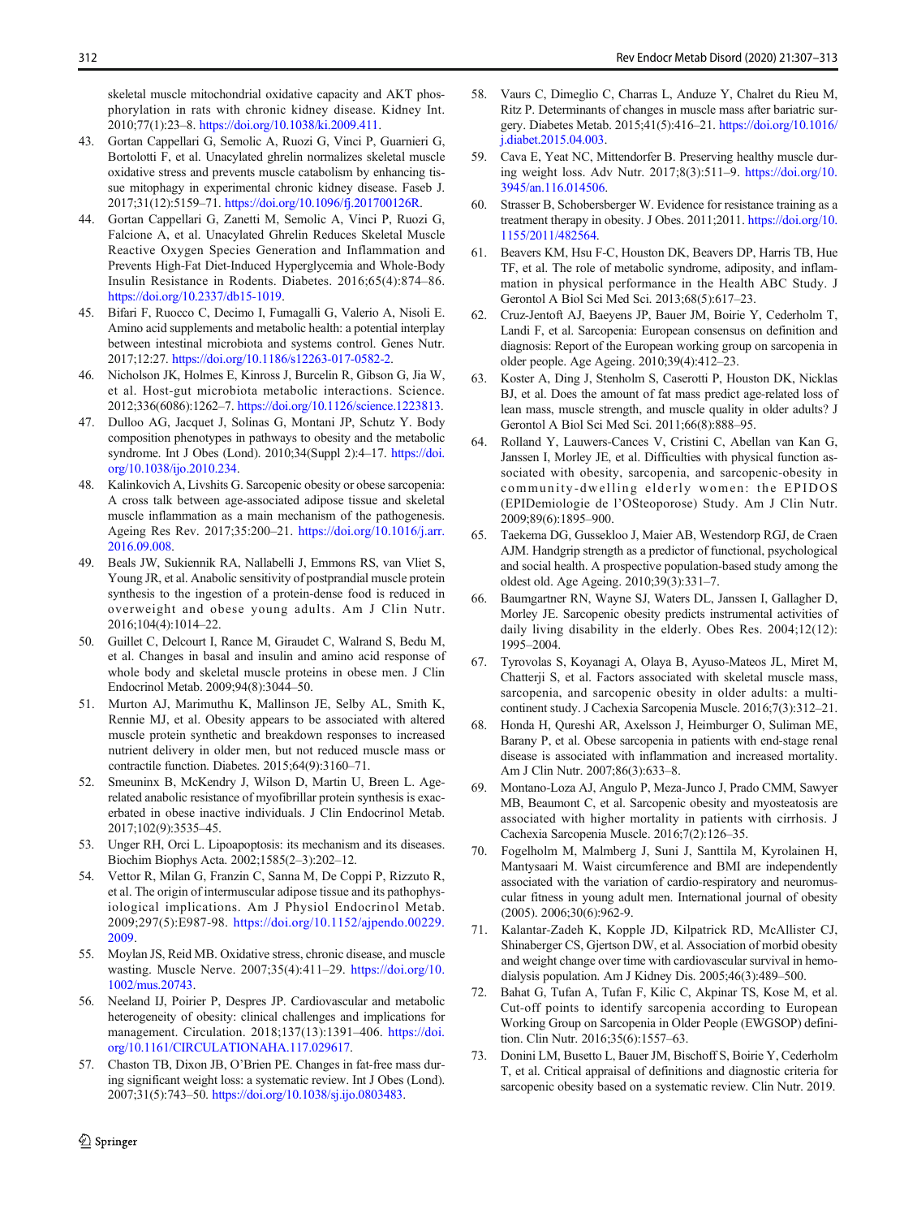skeletal muscle mitochondrial oxidative capacity and AKT phosphorylation in rats with chronic kidney disease. Kidney Int. 2010;77(1):23–8. https://doi.org/10.1038/ki.2009.411.

43. Gortan Cappellari G, Semolic A, Ruozi G, Vinci P, Guarnieri G, Bortolotti F, et al. Unacylated ghrelin normalizes skeletal muscle oxidative stress and prevents muscle catabolism by enhancing tissue mitophagy in experimental chronic kidney disease. Faseb J. 2017;31(12):5159–71. https://doi.org/10.1096/fj.201700126R.
44. Gortan Cappellari G, Zanetti M, Semolic A, Vinci P, Ruozi G, Falcione A, et al. Unacylated Ghrelin Reduces Skeletal Muscle Reactive Oxygen Species Generation and Inflammation and Prevents High-Fat Diet-Induced Hyperglycemia and Whole-Body Insulin Resistance in Rodents. Diabetes. 2016;65(4):874–86. https://doi.org/10.2337/db15-1019.
45. Bifari F, Ruocco C, Decimo I, Fumagalli G, Valerio A, Nisoli E. Amino acid supplements and metabolic health: a potential interplay between intestinal microbiota and systems control. Genes Nutr. 2017;12:27. https://doi.org/10.1186/s12263-017-0582-2.
46. Nicholson JK, Holmes E, Kinross J, Burcelin R, Gibson G, Jia W, et al. Host-gut microbiota metabolic interactions. Science. 2012;336(6086):1262–7. https://doi.org/10.1126/science.1223813.
47. Dulloo AG, Jacquet J, Solinas G, Montani JP, Schutz Y. Body composition phenotypes in pathways to obesity and the metabolic syndrome. Int J Obes (Lond). 2010;34(Suppl 2):4–17. https://doi.org/10.1038/ijo.2010.234.
48. Kalinkovich A, Livshits G. Sarcopenic obesity or obese sarcopenia: A cross talk between age-associated adipose tissue and skeletal muscle inflammation as a main mechanism of the pathogenesis. Ageing Res Rev. 2017;35:200–21. https://doi.org/10.1016/j.arr.2016.09.008.
49. Beals JW, Sukiennik RA, Nallabelli J, Emmons RS, van Vliet S, Young JR, et al. Anabolic sensitivity of postprandial muscle protein synthesis to the ingestion of a protein-dense food is reduced in overweight and obese young adults. Am J Clin Nutr. 2016;104(4):1014–22.
50. Guillet C, Delcourt I, Rance M, Giraudet C, Walrand S, Bedu M, et al. Changes in basal and insulin and amino acid response of whole body and skeletal muscle proteins in obese men. J Clin Endocrinol Metab. 2009;94(8):3044–50.
51. Murton AJ, Marimuthu K, Mallinson JE, Selby AL, Smith K, Rennie MJ, et al. Obesity appears to be associated with altered muscle protein synthetic and breakdown responses to increased nutrient delivery in older men, but not reduced muscle mass or contractile function. Diabetes. 2015;64(9):3160–71.
52. Smeuninx B, McKendry J, Wilson D, Martin U, Breen L. Age-related anabolic resistance of myofibrillar protein synthesis is exacerbated in obese inactive individuals. J Clin Endocrinol Metab. 2017;102(9):3535–45.
53. Unger RH, Orci L. Lipoapoptosis: its mechanism and its diseases. Biochim Biophys Acta. 2002;1585(2–3):202–12.
54. Vettor R, Milan G, Franzin C, Sanna M, De Coppi P, Rizzuto R, et al. The origin of intermuscular adipose tissue and its pathophysiological implications. Am J Physiol Endocrinol Metab. 2009;297(5):E987-98. https://doi.org/10.1152/ajpendo.00229.2009.
55. Moylan JS, Reid MB. Oxidative stress, chronic disease, and muscle wasting. Muscle Nerve. 2007;35(4):411–29. https://doi.org/10.1002/mus.20743.
56. Neeland IJ, Poirier P, Despres JP. Cardiovascular and metabolic heterogeneity of obesity: clinical challenges and implications for management. Circulation. 2018;137(13):1391–406. https://doi.org/10.1161/CIRCULATIONAHA.117.029617.
57. Chaston TB, Dixon JB, O'Brien PE. Changes in fat-free mass during significant weight loss: a systematic review. Int J Obes (Lond). 2007;31(5):743–50. https://doi.org/10.1038/sj.ijo.0803483.
58. Vaurs C, Dimeglio C, Charras L, Anduze Y, Chalret du Rieu M, Ritz P. Determinants of changes in muscle mass after bariatric surgery. Diabetes Metab. 2015;41(5):416–21. https://doi.org/10.1016/j.diabet.2015.04.003.
59. Cava E, Yeat NC, Mittendorfer B. Preserving healthy muscle during weight loss. Adv Nutr. 2017;8(3):511–9. https://doi.org/10.3945/an.116.014506.
60. Strasser B, Schobersberger W. Evidence for resistance training as a treatment therapy in obesity. J Obes. 2011;2011. https://doi.org/10.1155/2011/482564.
61. Beavers KM, Hsu F-C, Houston DK, Beavers DP, Harris TB, Hue TF, et al. The role of metabolic syndrome, adiposity, and inflammation in physical performance in the Health ABC Study. J Gerontol A Biol Sci Med Sci. 2013;68(5):617–23.
62. Cruz-Jentoft AJ, Baeyens JP, Bauer JM, Boirie Y, Cederholm T, Landi F, et al. Sarcopenia: European consensus on definition and diagnosis: Report of the European working group on sarcopenia in older people. Age Ageing. 2010;39(4):412–23.
63. Koster A, Ding J, Stenholm S, Caserotti P, Houston DK, Nicklas BJ, et al. Does the amount of fat mass predict age-related loss of lean mass, muscle strength, and muscle quality in older adults? J Gerontol A Biol Sci Med Sci. 2011;66(8):888–95.
64. Rolland Y, Lauwers-Cances V, Cristini C, Abellan van Kan G, Janssen I, Morley JE, et al. Difficulties with physical function associated with obesity, sarcopenia, and sarcopenic-obesity in community-dwelling elderly women: the EPIDOS (EPIDemiologie de l'OSteoporose) Study. Am J Clin Nutr. 2009;89(6):1895–900.
65. Taekema DG, Gussekloo J, Maier AB, Westendorp RGJ, de Craen AJM. Handgrip strength as a predictor of functional, psychological and social health. A prospective population-based study among the oldest old. Age Ageing. 2010;39(3):331–7.
66. Baumgartner RN, Wayne SJ, Waters DL, Janssen I, Gallagher D, Morley JE. Sarcopenic obesity predicts instrumental activities of daily living disability in the elderly. Obes Res. 2004;12(12):1995–2004.
67. Tyrovolas S, Koyanagi A, Olaya B, Ayuso-Mateos JL, Miret M, Chatterji S, et al. Factors associated with skeletal muscle mass, sarcopenia, and sarcopenic obesity in older adults: a multi-continent study. J Cachexia Sarcopenia Muscle. 2016;7(3):312–21.
68. Honda H, Qureshi AR, Axelsson J, Heimburger O, Suliman ME, Barany P, et al. Obese sarcopenia in patients with end-stage renal disease is associated with inflammation and increased mortality. Am J Clin Nutr. 2007;86(3):633–8.
69. Montano-Loza AJ, Angulo P, Meza-Junco J, Prado CMM, Sawyer MB, Beaumont C, et al. Sarcopenic obesity and myosteatosis are associated with higher mortality in patients with cirrhosis. J Cachexia Sarcopenia Muscle. 2016;7(2):126–35.
70. Fogelholm M, Malmberg J, Suni J, Santtila M, Kyrolainen H, Mantysaari M. Waist circumference and BMI are independently associated with the variation of cardio-respiratory and neuromuscular fitness in young adult men. International journal of obesity (2005). 2006;30(6):962-9.
71. Kalantar-Zadeh K, Kopple JD, Kilpatrick RD, McAllister CJ, Shinaberger CS, Gjertson DW, et al. Association of morbid obesity and weight change over time with cardiovascular survival in hemodialysis population. Am J Kidney Dis. 2005;46(3):489–500.
72. Bahat G, Tufan A, Tufan F, Kilic C, Akpinar TS, Kose M, et al. Cut-off points to identify sarcopenia according to European Working Group on Sarcopenia in Older People (EWGSOP) definition. Clin Nutr. 2016;35(6):1557–63.
73. Donini LM, Busetto L, Bauer JM, Bischoff S, Boirie Y, Cederholm T, et al. Critical appraisal of definitions and diagnostic criteria for sarcopenic obesity based on a systematic review. Clin Nutr. 2019.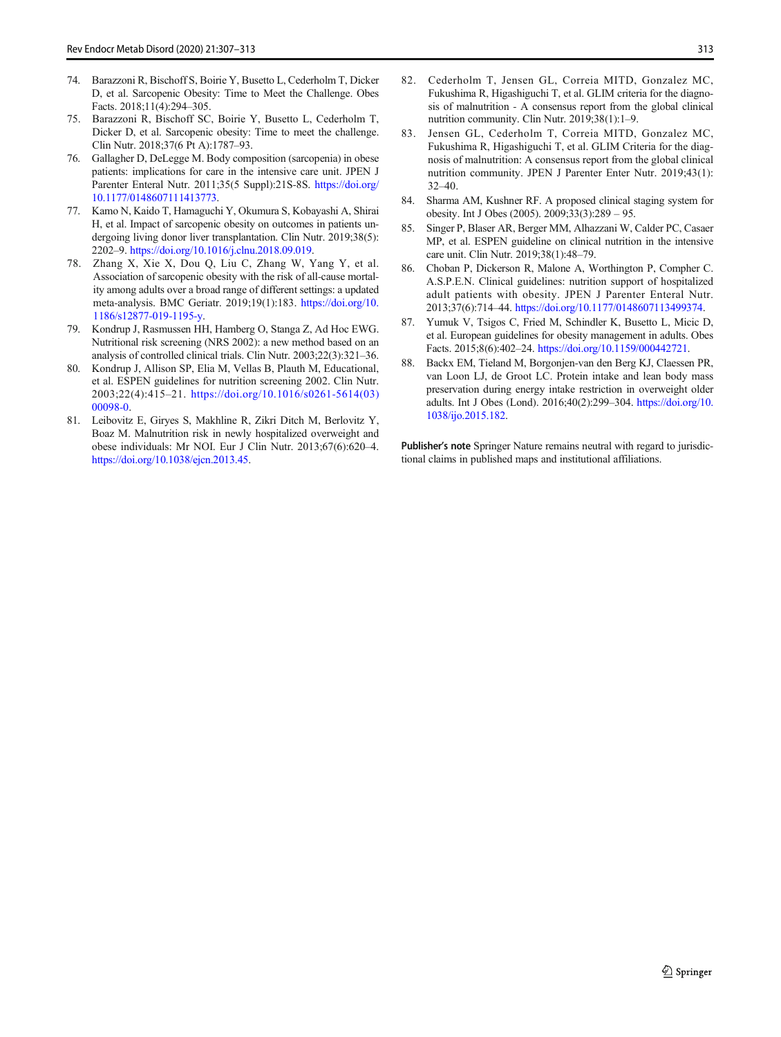74. Barazzoni R, Bischoff S, Boirie Y, Busetto L, Cederholm T, Dicker D, et al. Sarcopenic Obesity: Time to Meet the Challenge. Obes Facts. 2018;11(4):294–305.
75. Barazzoni R, Bischoff SC, Boirie Y, Busetto L, Cederholm T, Dicker D, et al. Sarcopenic obesity: Time to meet the challenge. Clin Nutr. 2018;37(6 Pt A):1787–93.
76. Gallagher D, DeLegge M. Body composition (sarcopenia) in obese patients: implications for care in the intensive care unit. JPEN J Parenter Enteral Nutr. 2011;35(5 Suppl):21S-8S. https://doi.org/10.1177/0148607111413773.
77. Kamo N, Kaido T, Hamaguchi Y, Okumura S, Kobayashi A, Shirai H, et al. Impact of sarcopenic obesity on outcomes in patients undergoing living donor liver transplantation. Clin Nutr. 2019;38(5):2202–9. https://doi.org/10.1016/j.clnu.2018.09.019.
78. Zhang X, Xie X, Dou Q, Liu C, Zhang W, Yang Y, et al. Association of sarcopenic obesity with the risk of all-cause mortality among adults over a broad range of different settings: a updated meta-analysis. BMC Geriatr. 2019;19(1):183. https://doi.org/10.1186/s12877-019-1195-y.
79. Kondrup J, Rasmussen HH, Hamberg O, Stanga Z, Ad Hoc EWG. Nutritional risk screening (NRS 2002): a new method based on an analysis of controlled clinical trials. Clin Nutr. 2003;22(3):321–36.
80. Kondrup J, Allison SP, Elia M, Vellas B, Plauth M, Educational, et al. ESPEN guidelines for nutrition screening 2002. Clin Nutr. 2003;22(4):415–21. https://doi.org/10.1016/s0261-5614(03)00098-0.
81. Leibovitz E, Giryes S, Makhline R, Zikri Ditch M, Berlovitz Y, Boaz M. Malnutrition risk in newly hospitalized overweight and obese individuals: Mr NOI. Eur J Clin Nutr. 2013;67(6):620–4. https://doi.org/10.1038/ejcn.2013.45.
82. Cederholm T, Jensen GL, Correia MITD, Gonzalez MC, Fukushima R, Higashiguchi T, et al. GLIM criteria for the diagnosis of malnutrition - A consensus report from the global clinical nutrition community. Clin Nutr. 2019;38(1):1–9.
83. Jensen GL, Cederholm T, Correia MITD, Gonzalez MC, Fukushima R, Higashiguchi T, et al. GLIM Criteria for the diagnosis of malnutrition: A consensus report from the global clinical nutrition community. JPEN J Parenter Enter Nutr. 2019;43(1):32–40.
84. Sharma AM, Kushner RF. A proposed clinical staging system for obesity. Int J Obes (2005). 2009;33(3):289 – 95.
85. Singer P, Blaser AR, Berger MM, Alhazzani W, Calder PC, Casaer MP, et al. ESPEN guideline on clinical nutrition in the intensive care unit. Clin Nutr. 2019;38(1):48–79.
86. Choban P, Dickerson R, Malone A, Worthington P, Compher C. A.S.P.E.N. Clinical guidelines: nutrition support of hospitalized adult patients with obesity. JPEN J Parenter Enteral Nutr. 2013;37(6):714–44. https://doi.org/10.1177/0148607113499374.
87. Yumuk V, Tsigos C, Fried M, Schindler K, Busetto L, Micic D, et al. European guidelines for obesity management in adults. Obes Facts. 2015;8(6):402–24. https://doi.org/10.1159/000442721.
88. Backx EM, Tieland M, Borgonjen-van den Berg KJ, Claessen PR, van Loon LJ, de Groot LC. Protein intake and lean body mass preservation during energy intake restriction in overweight older adults. Int J Obes (Lond). 2016;40(2):299–304. https://doi.org/10.1038/ijo.2015.182.

**Publisher's note** Springer Nature remains neutral with regard to jurisdictional claims in published maps and institutional affiliations.